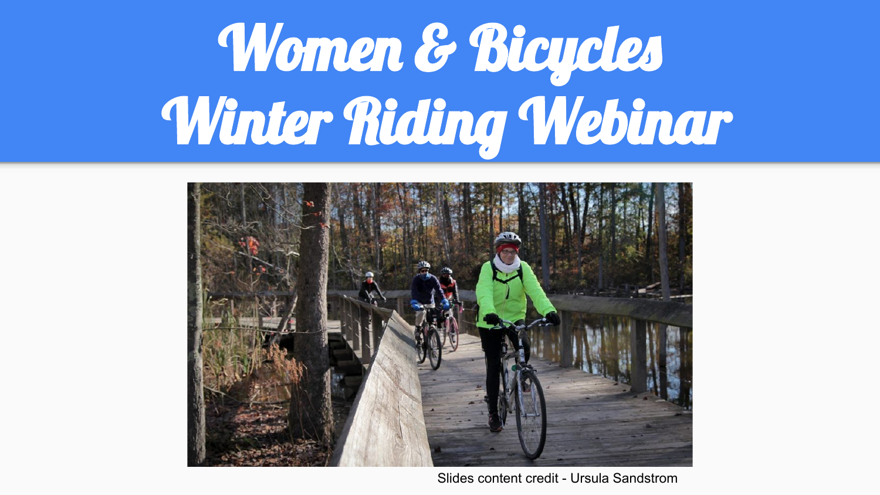# Women & Bicycles Winter Riding Webinar

Slides content credit - Ursula Sandstrom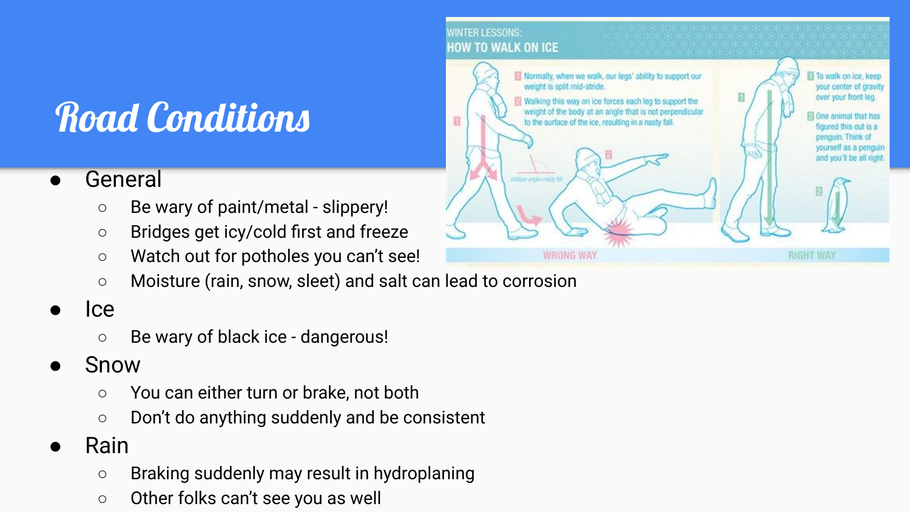# Road Conditions

- General
  - Be wary of paint/metal - slippery!
  - Bridges get icy/cold first and freeze
  - Watch out for potholes you can't see!
  - Moisture (rain, snow, sleet) and salt can lead to corrosion
- Ice
  - Be wary of black ice - dangerous!
- Snow
  - You can either turn or brake, not both
  - Don't do anything suddenly and be consistent
- Rain
  - Braking suddenly may result in hydroplaning
  - Other folks can't see you as well

WINTER LESSONS:
HOW TO WALK ON ICE

1. Normally, when we walk, our legs' ability to support our weight is split mid-stride.
2. Walking this way on ice forces each leg to support the weight of the body at an angle that is not perpendicular to the surface of the ice, resulting in a nasty fall.

oblique angle=nasty fall

WRONG WAY

1. To walk on ice, keep your center of gravity over your front leg.
2. One animal that has figured this out is a penguin. Think of yourself as a penguin and you'll be all right.

RIGHT WAY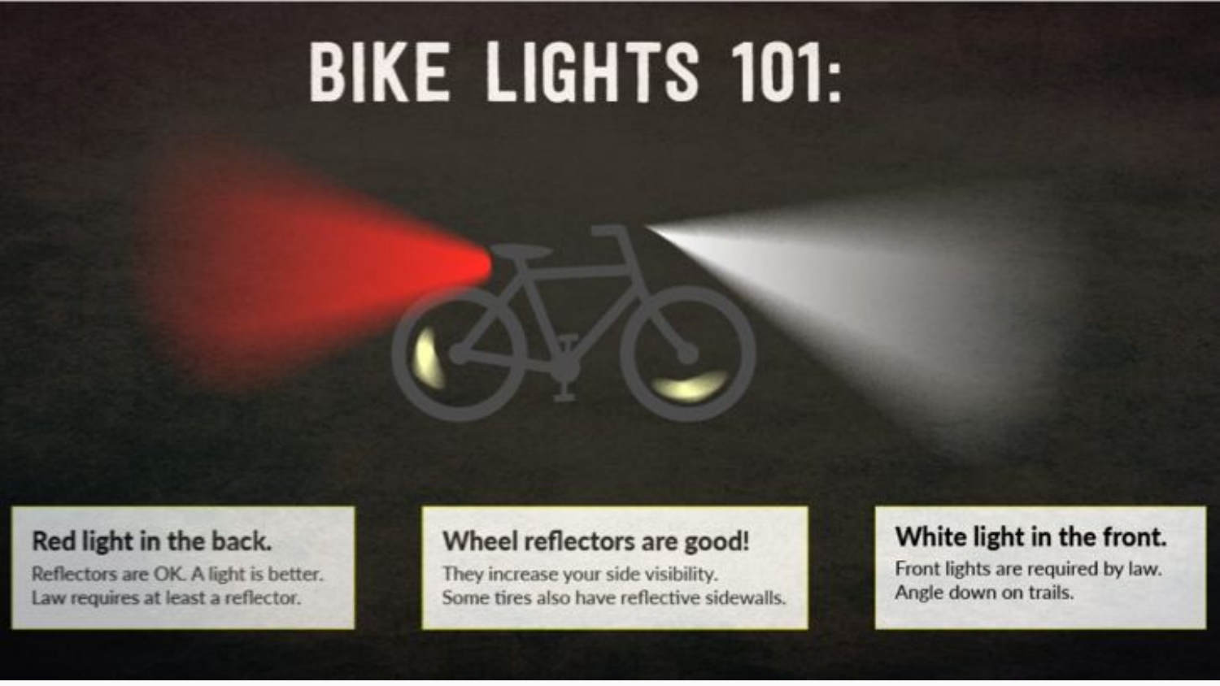# BIKE LIGHTS 101:

**Red light in the back.**

Reflectors are OK. A light is better.
Law requires at least a reflector.

**Wheel reflectors are good!**

They increase your side visibility.
Some tires also have reflective sidewalls.

**White light in the front.**

Front lights are required by law.
Angle down on trails.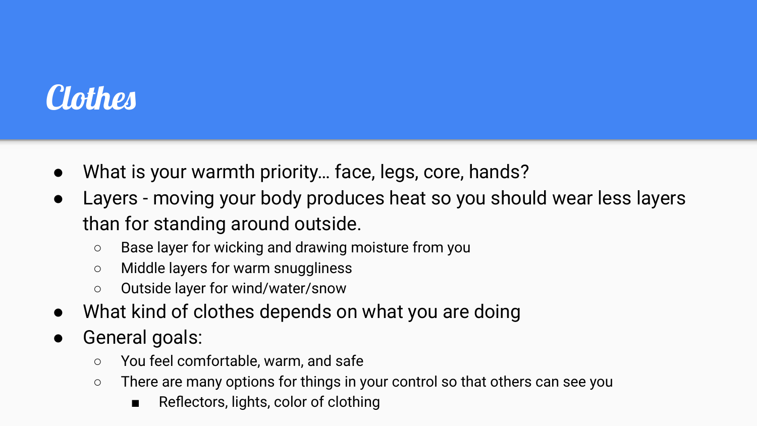# Clothes

- What is your warmth priority… face, legs, core, hands?
- Layers - moving your body produces heat so you should wear less layers than for standing around outside.
    - Base layer for wicking and drawing moisture from you
    - Middle layers for warm snuggliness
    - Outside layer for wind/water/snow
- What kind of clothes depends on what you are doing
- General goals:
    - You feel comfortable, warm, and safe
    - There are many options for things in your control so that others can see you
        - Reflectors, lights, color of clothing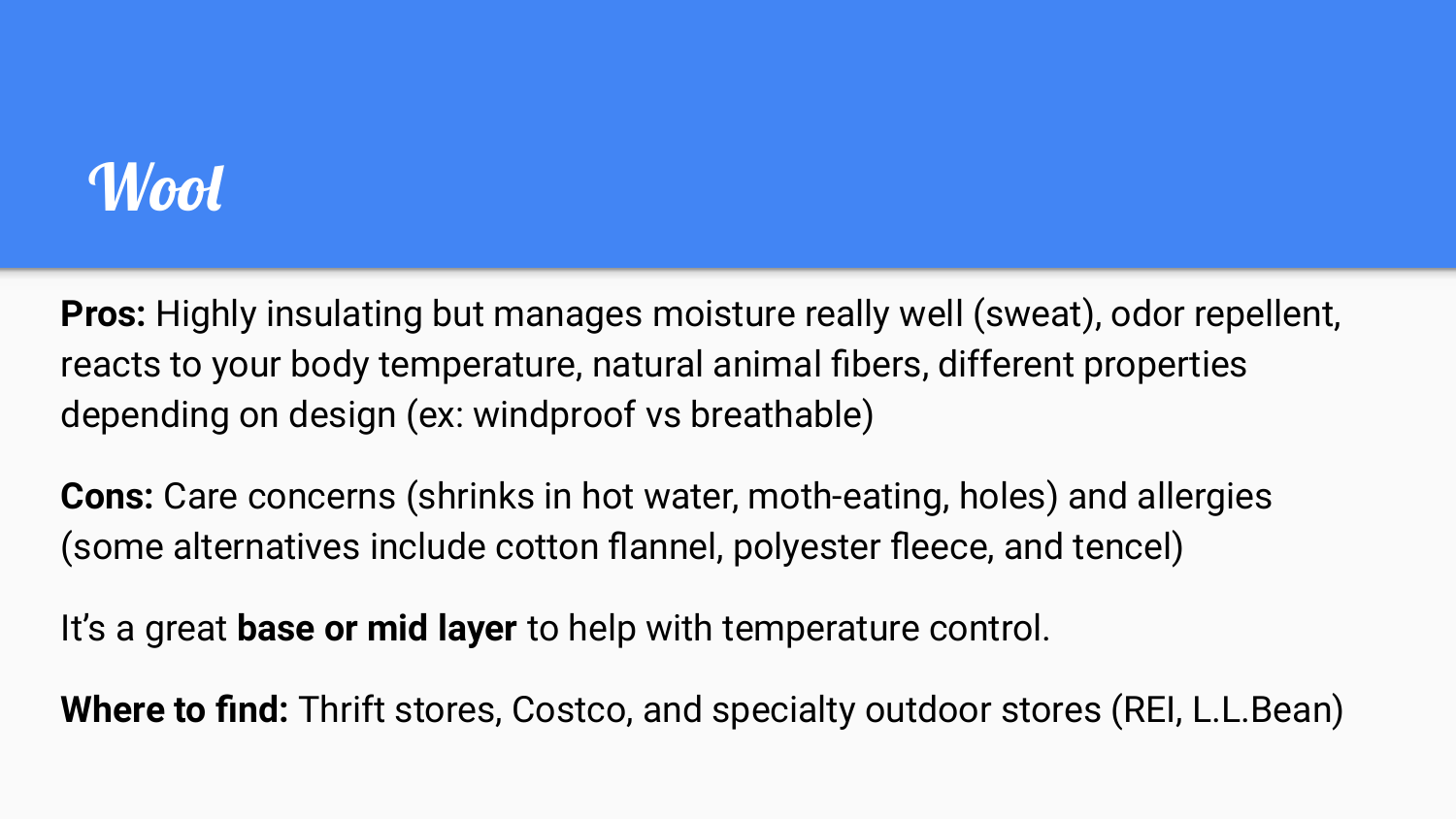# Wool

**Pros:** Highly insulating but manages moisture really well (sweat), odor repellent, reacts to your body temperature, natural animal fibers, different properties depending on design (ex: windproof vs breathable)

**Cons:** Care concerns (shrinks in hot water, moth-eating, holes) and allergies (some alternatives include cotton flannel, polyester fleece, and tencel)

It's a great **base or mid layer** to help with temperature control.

**Where to find:** Thrift stores, Costco, and specialty outdoor stores (REI, L.L.Bean)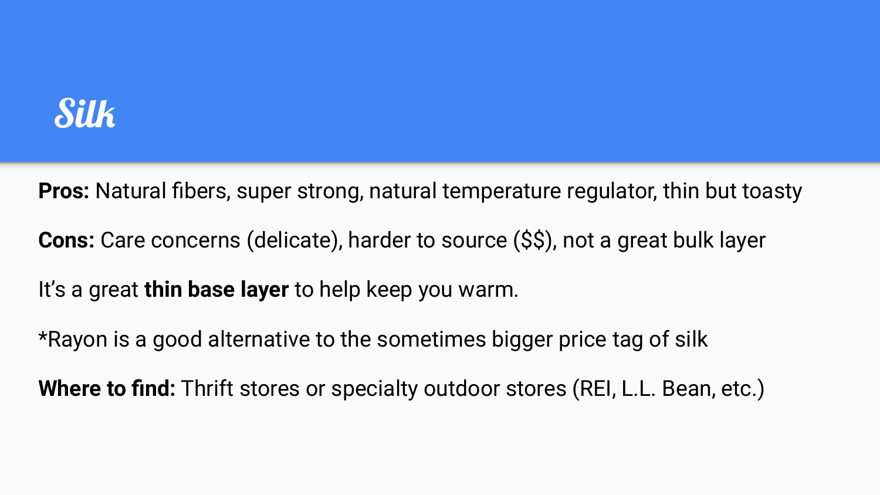# Silk

**Pros:** Natural fibers, super strong, natural temperature regulator, thin but toasty

**Cons:** Care concerns (delicate), harder to source ($$), not a great bulk layer

It's a great **thin base layer** to help keep you warm.

*Rayon is a good alternative to the sometimes bigger price tag of silk

**Where to find:** Thrift stores or specialty outdoor stores (REI, L.L. Bean, etc.)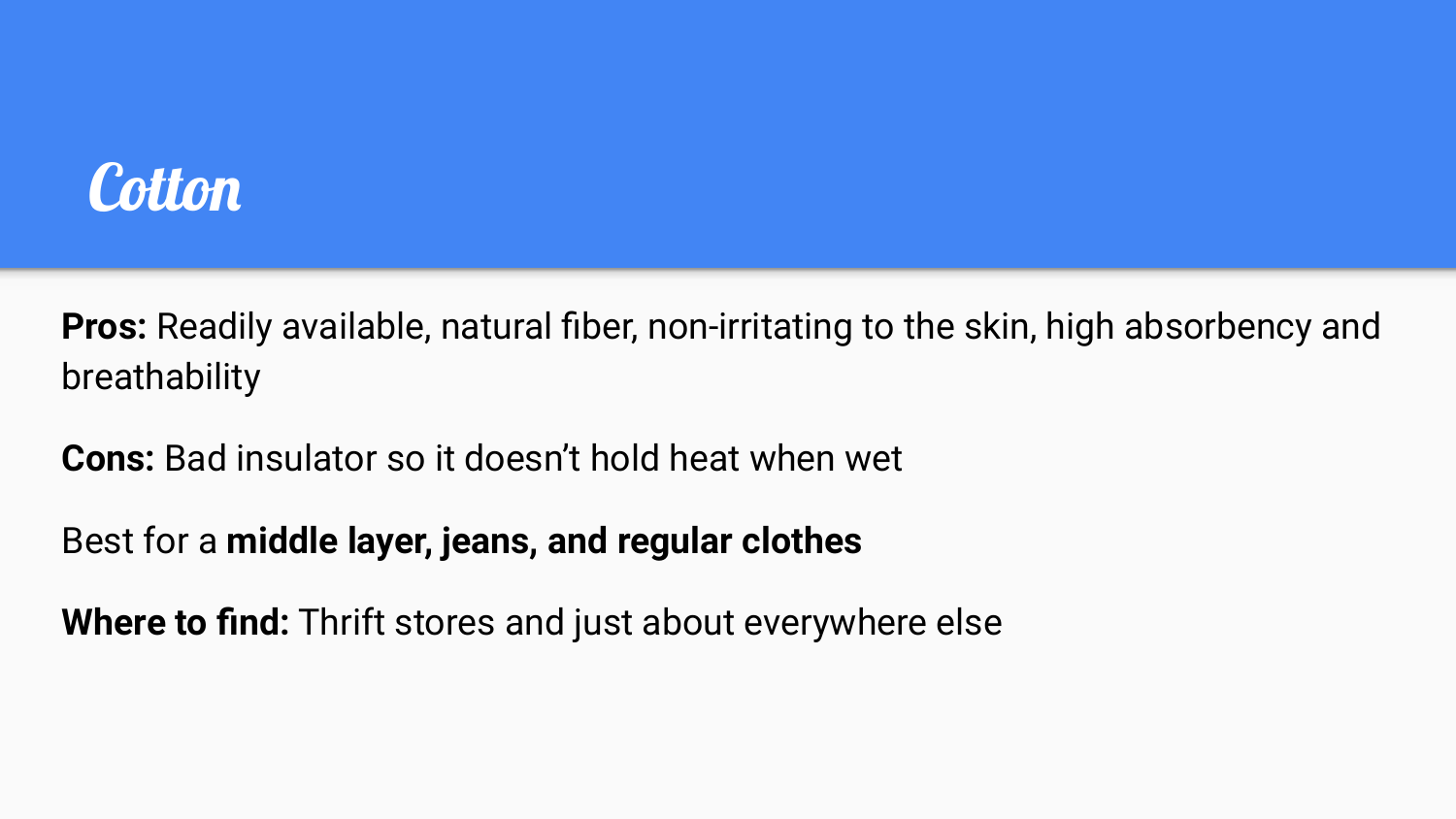# Cotton

**Pros:** Readily available, natural fiber, non-irritating to the skin, high absorbency and breathability

**Cons:** Bad insulator so it doesn't hold heat when wet

Best for a **middle layer, jeans, and regular clothes**

**Where to find:** Thrift stores and just about everywhere else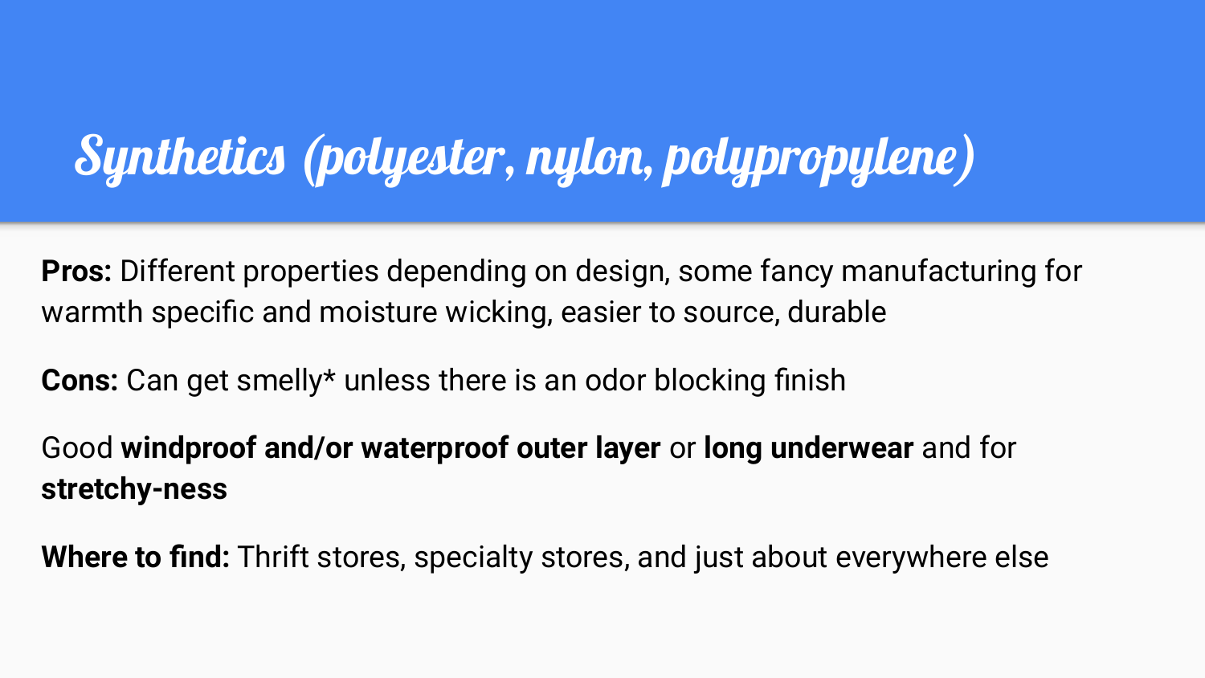# Synthetics (polyester, nylon, polypropylene)

**Pros:** Different properties depending on design, some fancy manufacturing for warmth specific and moisture wicking, easier to source, durable

**Cons:** Can get smelly* unless there is an odor blocking finish

Good **windproof and/or waterproof outer layer** or **long underwear** and for **stretchy-ness**

**Where to find:** Thrift stores, specialty stores, and just about everywhere else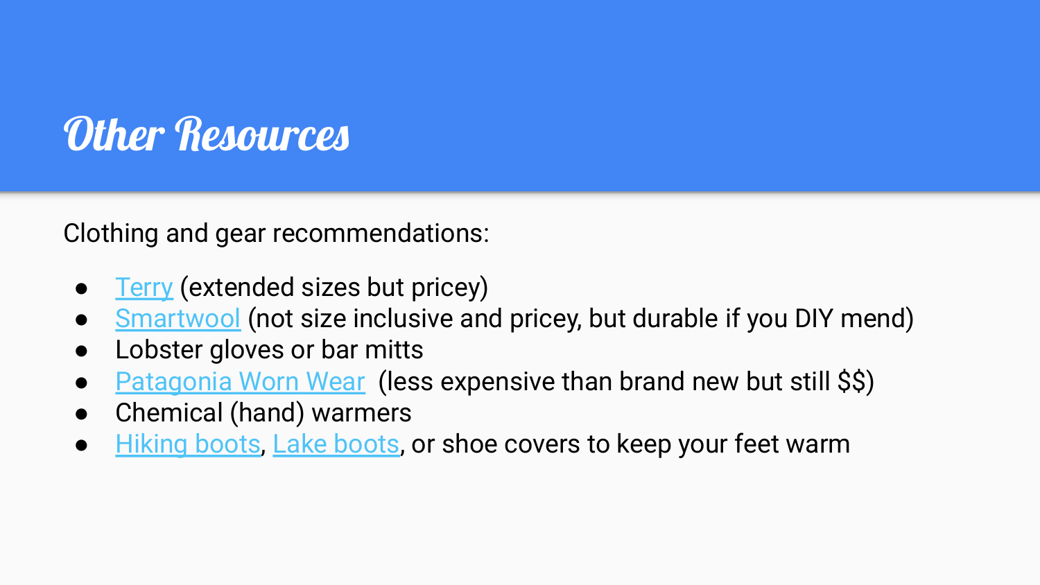# Other Resources

Clothing and gear recommendations:

- Terry (extended sizes but pricey)
- Smartwool (not size inclusive and pricey, but durable if you DIY mend)
- Lobster gloves or bar mitts
- Patagonia Worn Wear  (less expensive than brand new but still $$)
- Chemical (hand) warmers
- Hiking boots, Lake boots, or shoe covers to keep your feet warm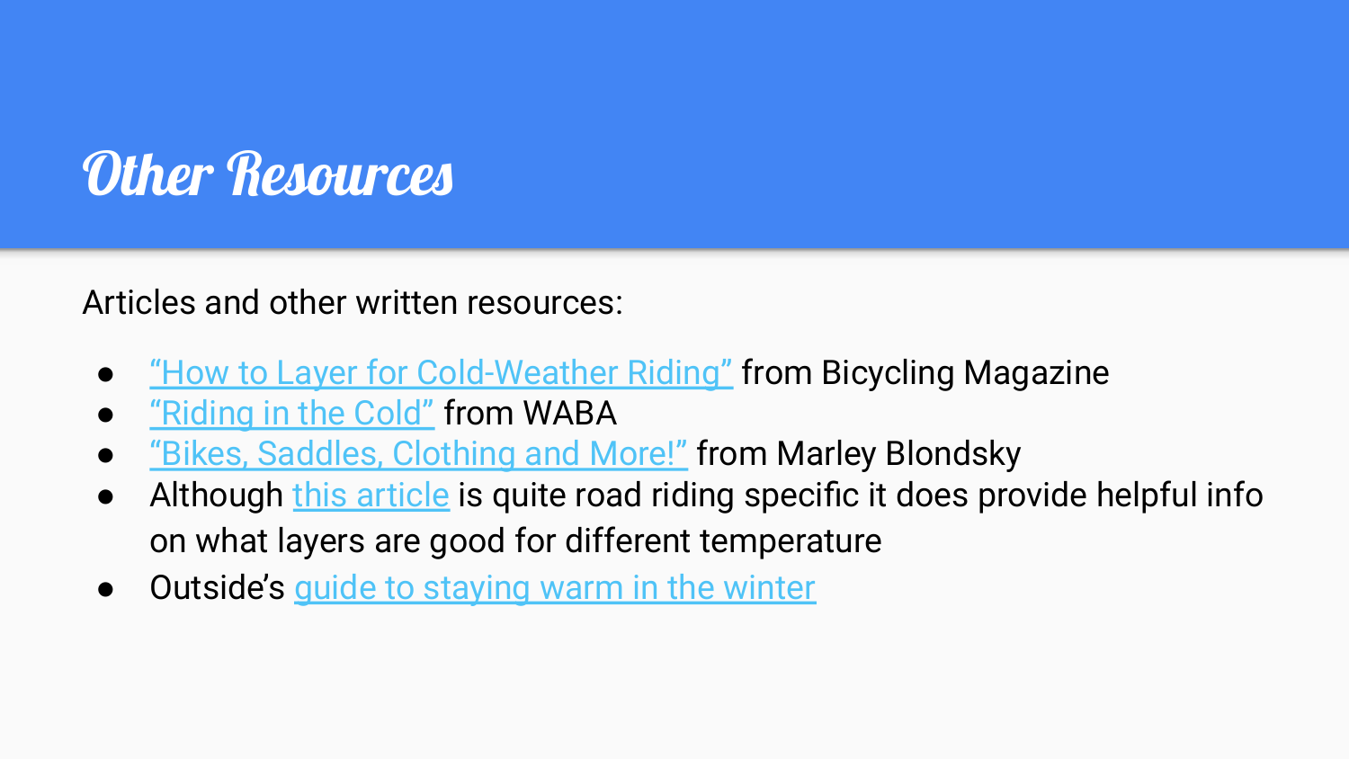# Other Resources

Articles and other written resources:

- "How to Layer for Cold-Weather Riding" from Bicycling Magazine
- "Riding in the Cold" from WABA
- "Bikes, Saddles, Clothing and More!" from Marley Blondsky
- Although this article is quite road riding specific it does provide helpful info on what layers are good for different temperature
- Outside's guide to staying warm in the winter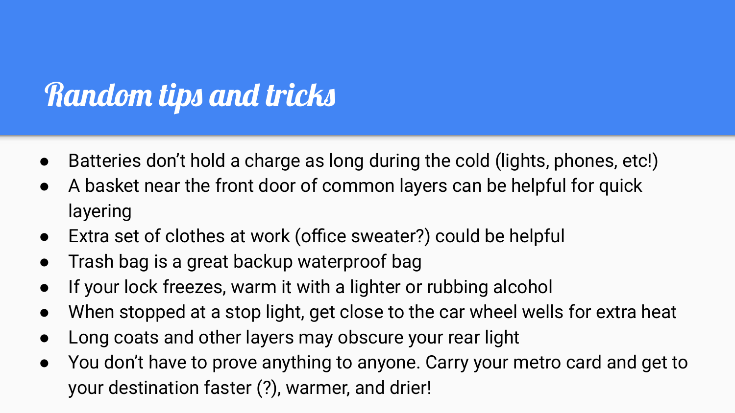# Random tips and tricks

- Batteries don't hold a charge as long during the cold (lights, phones, etc!)
- A basket near the front door of common layers can be helpful for quick layering
- Extra set of clothes at work (office sweater?) could be helpful
- Trash bag is a great backup waterproof bag
- If your lock freezes, warm it with a lighter or rubbing alcohol
- When stopped at a stop light, get close to the car wheel wells for extra heat
- Long coats and other layers may obscure your rear light
- You don't have to prove anything to anyone. Carry your metro card and get to your destination faster (?), warmer, and drier!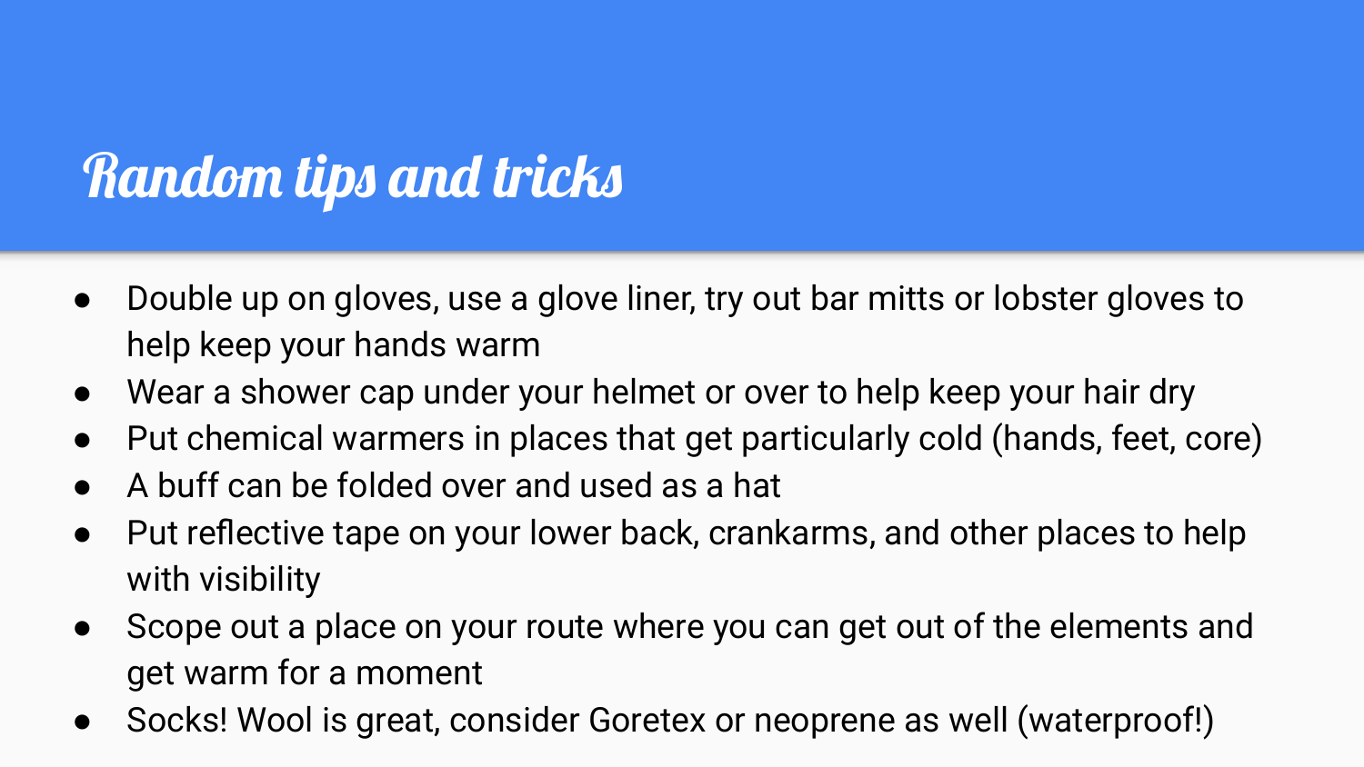# Random tips and tricks

- Double up on gloves, use a glove liner, try out bar mitts or lobster gloves to help keep your hands warm
- Wear a shower cap under your helmet or over to help keep your hair dry
- Put chemical warmers in places that get particularly cold (hands, feet, core)
- A buff can be folded over and used as a hat
- Put reflective tape on your lower back, crankarms, and other places to help with visibility
- Scope out a place on your route where you can get out of the elements and get warm for a moment
- Socks! Wool is great, consider Goretex or neoprene as well (waterproof!)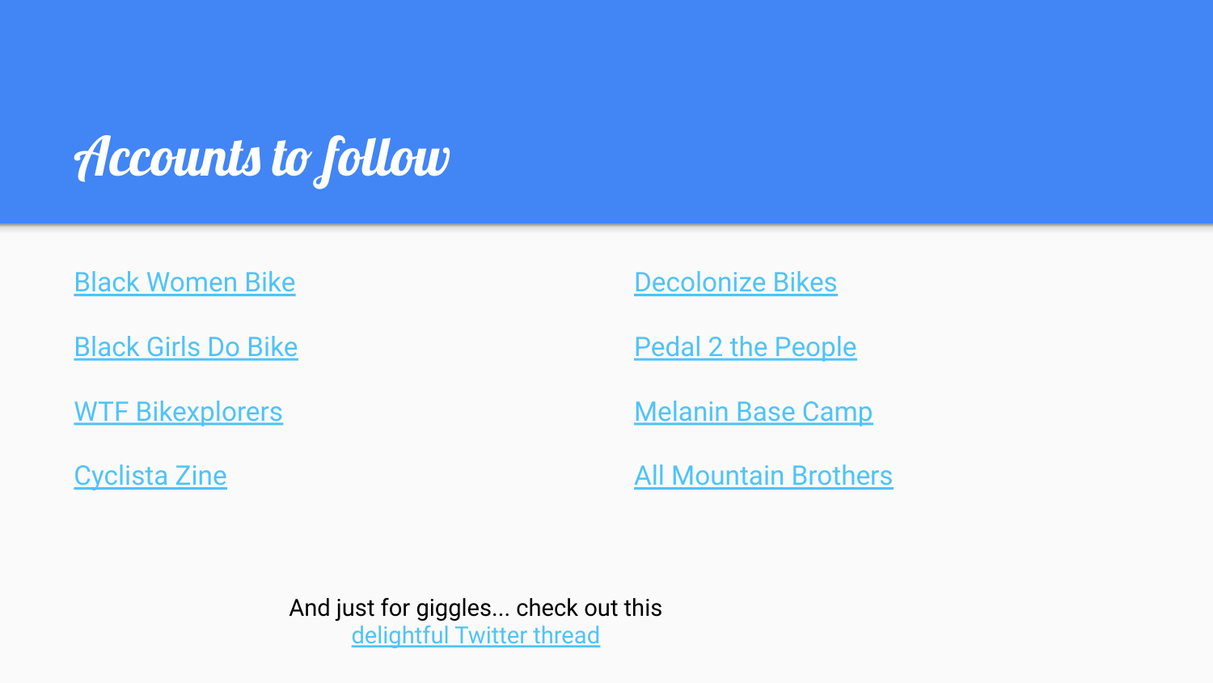# Accounts to follow

- Black Women Bike
- Black Girls Do Bike
- WTF Bikexplorers
- Cyclista Zine
- Decolonize Bikes
- Pedal 2 the People
- Melanin Base Camp
- All Mountain Brothers

And just for giggles... check out this delightful Twitter thread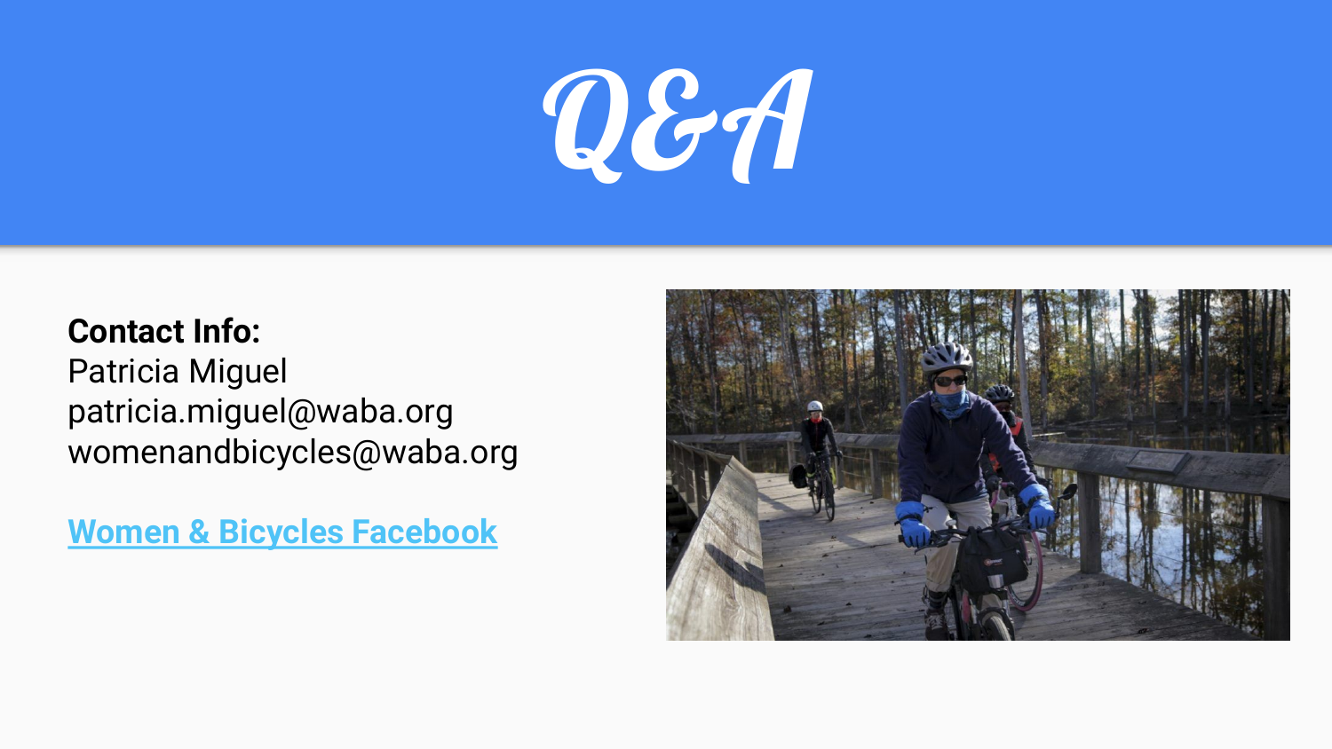# Q&A

**Contact Info:**
Patricia Miguel
patricia.miguel@waba.org
womenandbicycles@waba.org

**Women & Bicycles Facebook**